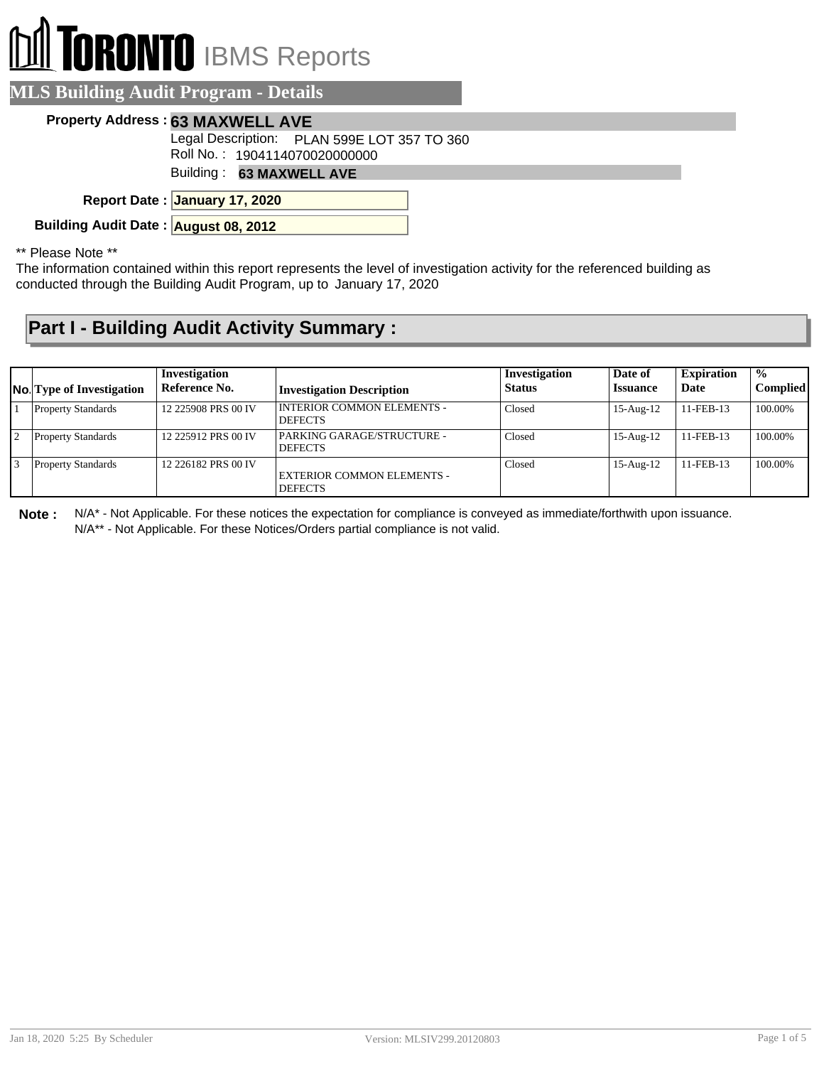# TORONTO IBMS Reports

## MLS Building Audit Program - Details

**Property Address :** **63 MAXWELL AVE**

Legal Description: PLAN 599E LOT 357 TO 360

Roll No. : 1904114070020000000

Building : **63 MAXWELL AVE**

**Report Date :** **January 17, 2020**

**Building Audit Date :** **August 08, 2012**

** Please Note **

The information contained within this report represents the level of investigation activity for the referenced building as conducted through the Building Audit Program, up to January 17, 2020

## Part I - Building Audit Activity Summary :

| No. | Type of Investigation | Investigation Reference No. | Investigation Description | Investigation Status | Date of Issuance | Expiration Date | % Complied |
|---|---|---|---|---|---|---|---|
| 1 | Property Standards | 12 225908 PRS 00 IV | INTERIOR COMMON ELEMENTS - DEFECTS | Closed | 15-Aug-12 | 11-FEB-13 | 100.00% |
| 2 | Property Standards | 12 225912 PRS 00 IV | PARKING GARAGE/STRUCTURE - DEFECTS | Closed | 15-Aug-12 | 11-FEB-13 | 100.00% |
| 3 | Property Standards | 12 226182 PRS 00 IV | EXTERIOR COMMON ELEMENTS - DEFECTS | Closed | 15-Aug-12 | 11-FEB-13 | 100.00% |

**Note :** N/A* - Not Applicable. For these notices the expectation for compliance is conveyed as immediate/forthwith upon issuance.
N/A** - Not Applicable. For these Notices/Orders partial compliance is not valid.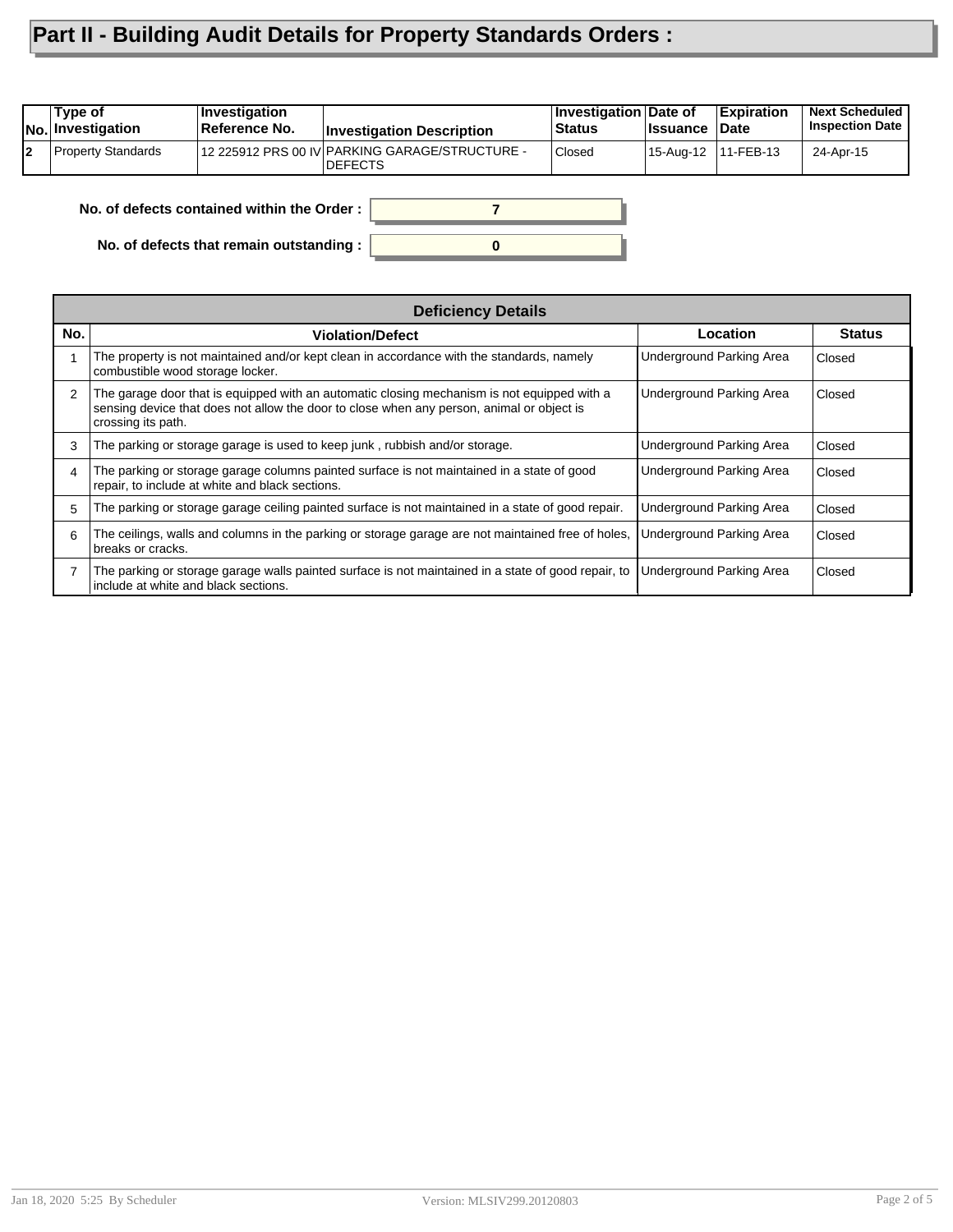# Part II - Building Audit Details for Property Standards Orders :

| No. | Type of Investigation | Investigation Reference No. | Investigation Description | Investigation Status | Date of Issuance | Expiration Date | Next Scheduled Inspection Date |
|---|---|---|---|---|---|---|---|
| 2 | Property Standards | 12 225912 PRS 00 IV | PARKING GARAGE/STRUCTURE - DEFECTS | Closed | 15-Aug-12 | 11-FEB-13 | 24-Apr-15 |

**No. of defects contained within the Order :** 7

**No. of defects that remain outstanding :** 0

| Deficiency Details | | | |
|---|---|---|---|
| **No.** | **Violation/Defect** | **Location** | **Status** |
| 1 | The property is not maintained and/or kept clean in accordance with the standards, namely combustible wood storage locker. | Underground Parking Area | Closed |
| 2 | The garage door that is equipped with an automatic closing mechanism is not equipped with a sensing device that does not allow the door to close when any person, animal or object is crossing its path. | Underground Parking Area | Closed |
| 3 | The parking or storage garage is used to keep junk , rubbish and/or storage. | Underground Parking Area | Closed |
| 4 | The parking or storage garage columns painted surface is not maintained in a state of good repair, to include at white and black sections. | Underground Parking Area | Closed |
| 5 | The parking or storage garage ceiling painted surface is not maintained in a state of good repair. | Underground Parking Area | Closed |
| 6 | The ceilings, walls and columns in the parking or storage garage are not maintained free of holes, breaks or cracks. | Underground Parking Area | Closed |
| 7 | The parking or storage garage walls painted surface is not maintained in a state of good repair, to include at white and black sections. | Underground Parking Area | Closed |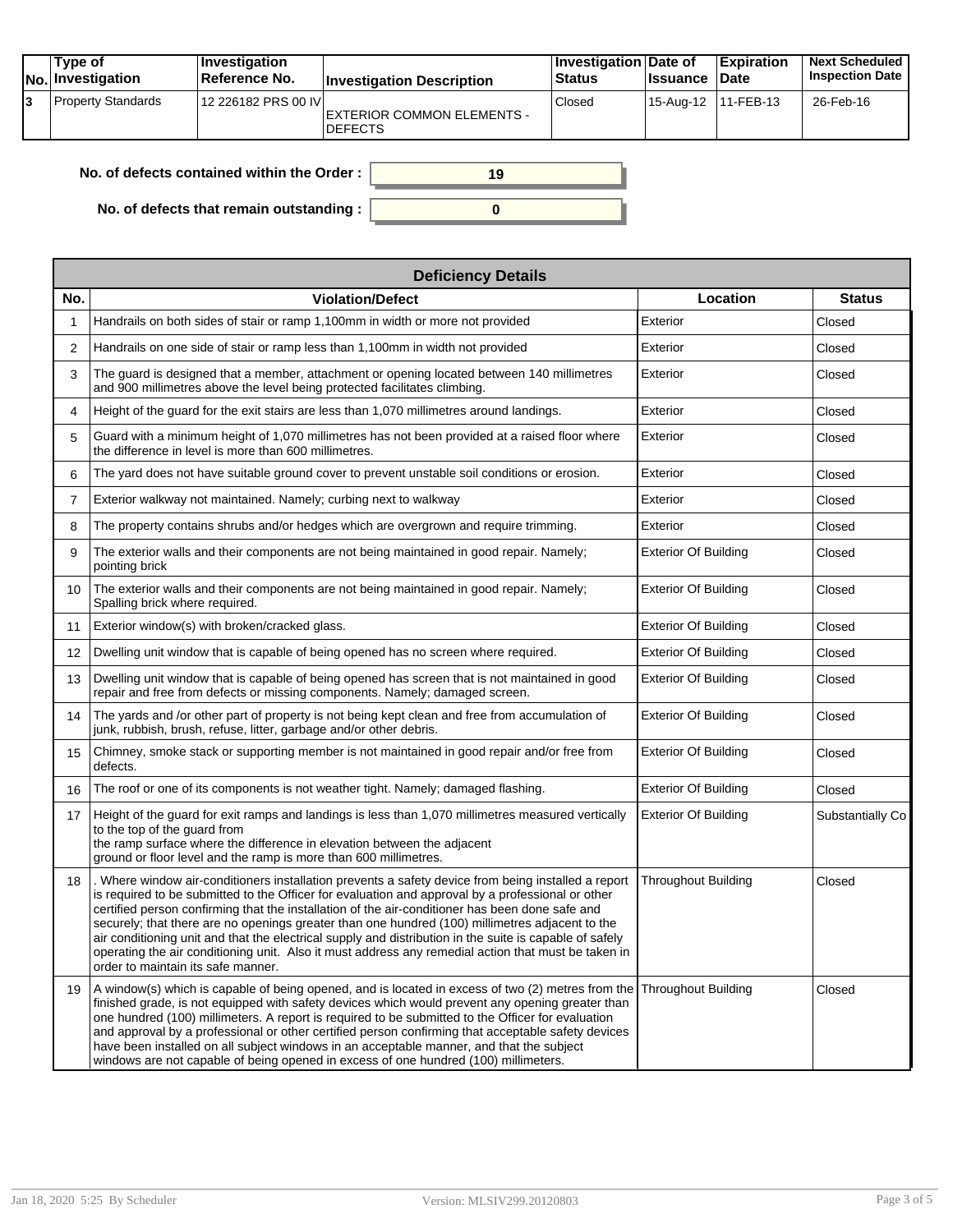| No. | Type of Investigation | Investigation Reference No. | Investigation Description | Investigation Status | Date of Issuance | Expiration Date | Next Scheduled Inspection Date |
|---|---|---|---|---|---|---|---|
| 3 | Property Standards | 12 226182 PRS 00 IV | EXTERIOR COMMON ELEMENTS - DEFECTS | Closed | 15-Aug-12 | 11-FEB-13 | 26-Feb-16 |

**No. of defects contained within the Order :** 19

**No. of defects that remain outstanding :** 0

| Deficiency Details | | | |
|---|---|---|---|
| **No.** | **Violation/Defect** | **Location** | **Status** |
| 1 | Handrails on both sides of stair or ramp 1,100mm in width or more not provided | Exterior | Closed |
| 2 | Handrails on one side of stair or ramp less than 1,100mm in width not provided | Exterior | Closed |
| 3 | The guard is designed that a member, attachment or opening located between 140 millimetres and 900 millimetres above the level being protected facilitates climbing. | Exterior | Closed |
| 4 | Height of the guard for the exit stairs are less than 1,070 millimetres around landings. | Exterior | Closed |
| 5 | Guard with a minimum height of 1,070 millimetres has not been provided at a raised floor where the difference in level is more than 600 millimetres. | Exterior | Closed |
| 6 | The yard does not have suitable ground cover to prevent unstable soil conditions or erosion. | Exterior | Closed |
| 7 | Exterior walkway not maintained. Namely; curbing next to walkway | Exterior | Closed |
| 8 | The property contains shrubs and/or hedges which are overgrown and require trimming. | Exterior | Closed |
| 9 | The exterior walls and their components are not being maintained in good repair. Namely; pointing brick | Exterior Of Building | Closed |
| 10 | The exterior walls and their components are not being maintained in good repair. Namely; Spalling brick where required. | Exterior Of Building | Closed |
| 11 | Exterior window(s) with broken/cracked glass. | Exterior Of Building | Closed |
| 12 | Dwelling unit window that is capable of being opened has no screen where required. | Exterior Of Building | Closed |
| 13 | Dwelling unit window that is capable of being opened has screen that is not maintained in good repair and free from defects or missing components. Namely; damaged screen. | Exterior Of Building | Closed |
| 14 | The yards and /or other part of property is not being kept clean and free from accumulation of junk, rubbish, brush, refuse, litter, garbage and/or other debris. | Exterior Of Building | Closed |
| 15 | Chimney, smoke stack or supporting member is not maintained in good repair and/or free from defects. | Exterior Of Building | Closed |
| 16 | The roof or one of its components is not weather tight. Namely; damaged flashing. | Exterior Of Building | Closed |
| 17 | Height of the guard for exit ramps and landings is less than 1,070 millimetres measured vertically to the top of the guard from the ramp surface where the difference in elevation between the adjacent ground or floor level and the ramp is more than 600 millimetres. | Exterior Of Building | Substantially Co |
| 18 | . Where window air-conditioners installation prevents a safety device from being installed a report is required to be submitted to the Officer for evaluation and approval by a professional or other certified person confirming that the installation of the air-conditioner has been done safe and securely; that there are no openings greater than one hundred (100) millimetres adjacent to the air conditioning unit and that the electrical supply and distribution in the suite is capable of safely operating the air conditioning unit. Also it must address any remedial action that must be taken in order to maintain its safe manner. | Throughout Building | Closed |
| 19 | A window(s) which is capable of being opened, and is located in excess of two (2) metres from the finished grade, is not equipped with safety devices which would prevent any opening greater than one hundred (100) millimeters. A report is required to be submitted to the Officer for evaluation and approval by a professional or other certified person confirming that acceptable safety devices have been installed on all subject windows in an acceptable manner, and that the subject windows are not capable of being opened in excess of one hundred (100) millimeters. | Throughout Building | Closed |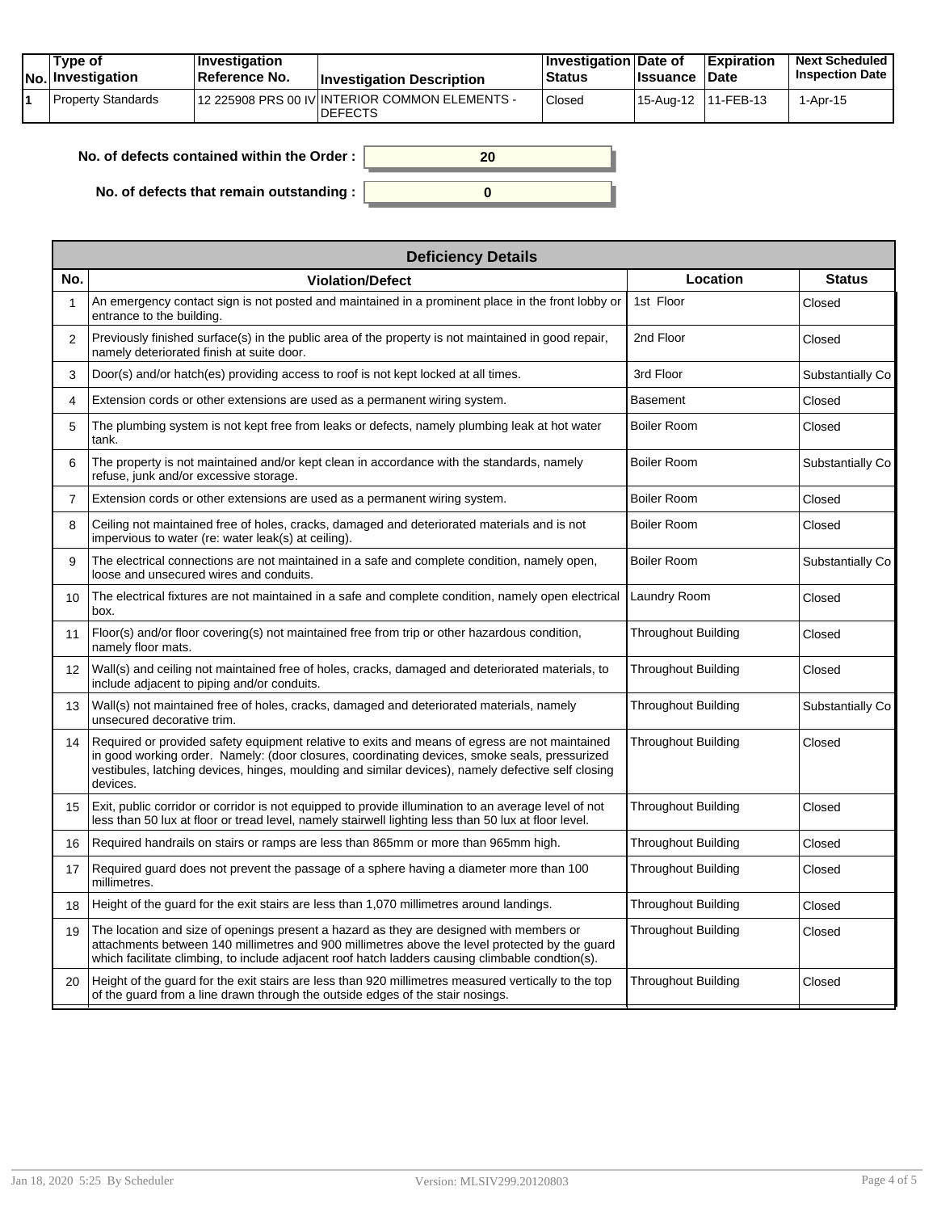| No. | Type of Investigation | Investigation Reference No. | Investigation Description | Investigation Status | Date of Issuance | Expiration Date | Next Scheduled Inspection Date |
|---|---|---|---|---|---|---|---|
| 1 | Property Standards | 12 225908 PRS 00 IV | INTERIOR COMMON ELEMENTS - DEFECTS | Closed | 15-Aug-12 | 11-FEB-13 | 1-Apr-15 |

**No. of defects contained within the Order :** 20

**No. of defects that remain outstanding :** 0

| Deficiency Details | | | |
|---|---|---|---|
| **No.** | **Violation/Defect** | **Location** | **Status** |
| 1 | An emergency contact sign is not posted and maintained in a prominent place in the front lobby or entrance to the building. | 1st Floor | Closed |
| 2 | Previously finished surface(s) in the public area of the property is not maintained in good repair, namely deteriorated finish at suite door. | 2nd Floor | Closed |
| 3 | Door(s) and/or hatch(es) providing access to roof is not kept locked at all times. | 3rd Floor | Substantially Co |
| 4 | Extension cords or other extensions are used as a permanent wiring system. | Basement | Closed |
| 5 | The plumbing system is not kept free from leaks or defects, namely plumbing leak at hot water tank. | Boiler Room | Closed |
| 6 | The property is not maintained and/or kept clean in accordance with the standards, namely refuse, junk and/or excessive storage. | Boiler Room | Substantially Co |
| 7 | Extension cords or other extensions are used as a permanent wiring system. | Boiler Room | Closed |
| 8 | Ceiling not maintained free of holes, cracks, damaged and deteriorated materials and is not impervious to water (re: water leak(s) at ceiling). | Boiler Room | Closed |
| 9 | The electrical connections are not maintained in a safe and complete condition, namely open, loose and unsecured wires and conduits. | Boiler Room | Substantially Co |
| 10 | The electrical fixtures are not maintained in a safe and complete condition, namely open electrical box. | Laundry Room | Closed |
| 11 | Floor(s) and/or floor covering(s) not maintained free from trip or other hazardous condition, namely floor mats. | Throughout Building | Closed |
| 12 | Wall(s) and ceiling not maintained free of holes, cracks, damaged and deteriorated materials, to include adjacent to piping and/or conduits. | Throughout Building | Closed |
| 13 | Wall(s) not maintained free of holes, cracks, damaged and deteriorated materials, namely unsecured decorative trim. | Throughout Building | Substantially Co |
| 14 | Required or provided safety equipment relative to exits and means of egress are not maintained in good working order. Namely: (door closures, coordinating devices, smoke seals, pressurized vestibules, latching devices, hinges, moulding and similar devices), namely defective self closing devices. | Throughout Building | Closed |
| 15 | Exit, public corridor or corridor is not equipped to provide illumination to an average level of not less than 50 lux at floor or tread level, namely stairwell lighting less than 50 lux at floor level. | Throughout Building | Closed |
| 16 | Required handrails on stairs or ramps are less than 865mm or more than 965mm high. | Throughout Building | Closed |
| 17 | Required guard does not prevent the passage of a sphere having a diameter more than 100 millimetres. | Throughout Building | Closed |
| 18 | Height of the guard for the exit stairs are less than 1,070 millimetres around landings. | Throughout Building | Closed |
| 19 | The location and size of openings present a hazard as they are designed with members or attachments between 140 millimetres and 900 millimetres above the level protected by the guard which facilitate climbing, to include adjacent roof hatch ladders causing climbable condtion(s). | Throughout Building | Closed |
| 20 | Height of the guard for the exit stairs are less than 920 millimetres measured vertically to the top of the guard from a line drawn through the outside edges of the stair nosings. | Throughout Building | Closed |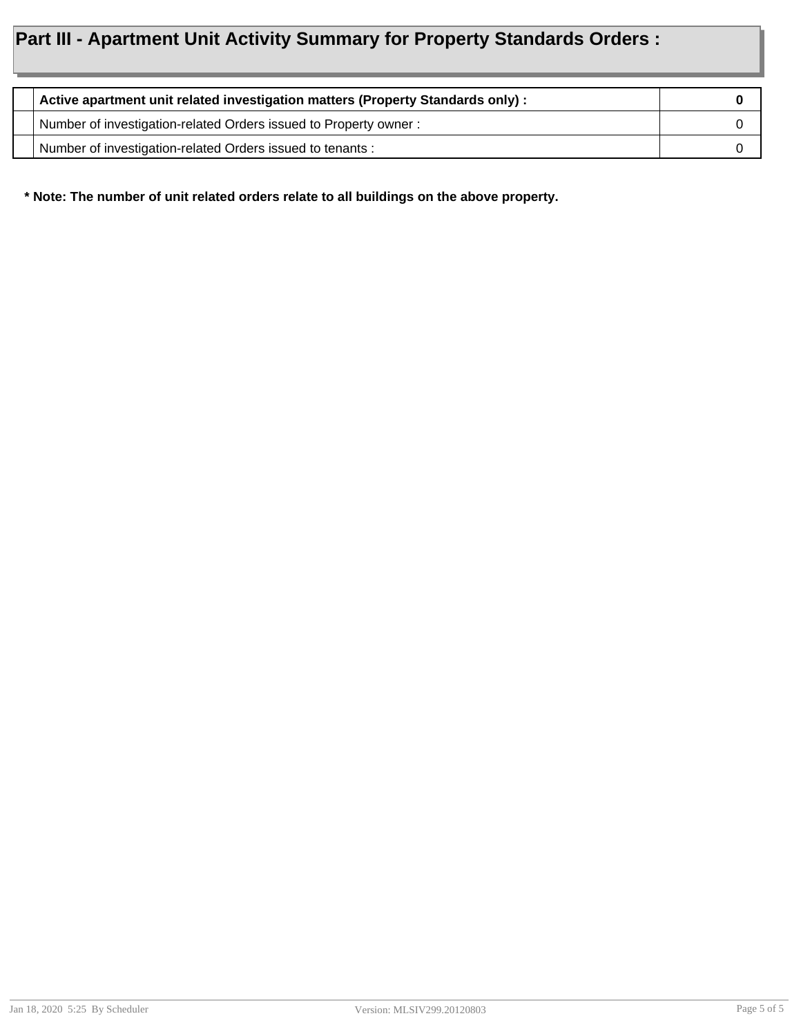## Part III - Apartment Unit Activity Summary for Property Standards Orders :

| | | |
|---|---|---|
| | **Active apartment unit related investigation matters (Property Standards only) :** | **0** |
| | Number of investigation-related Orders issued to Property owner : | 0 |
| | Number of investigation-related Orders issued to tenants : | 0 |

**\* Note: The number of unit related orders relate to all buildings on the above property.**